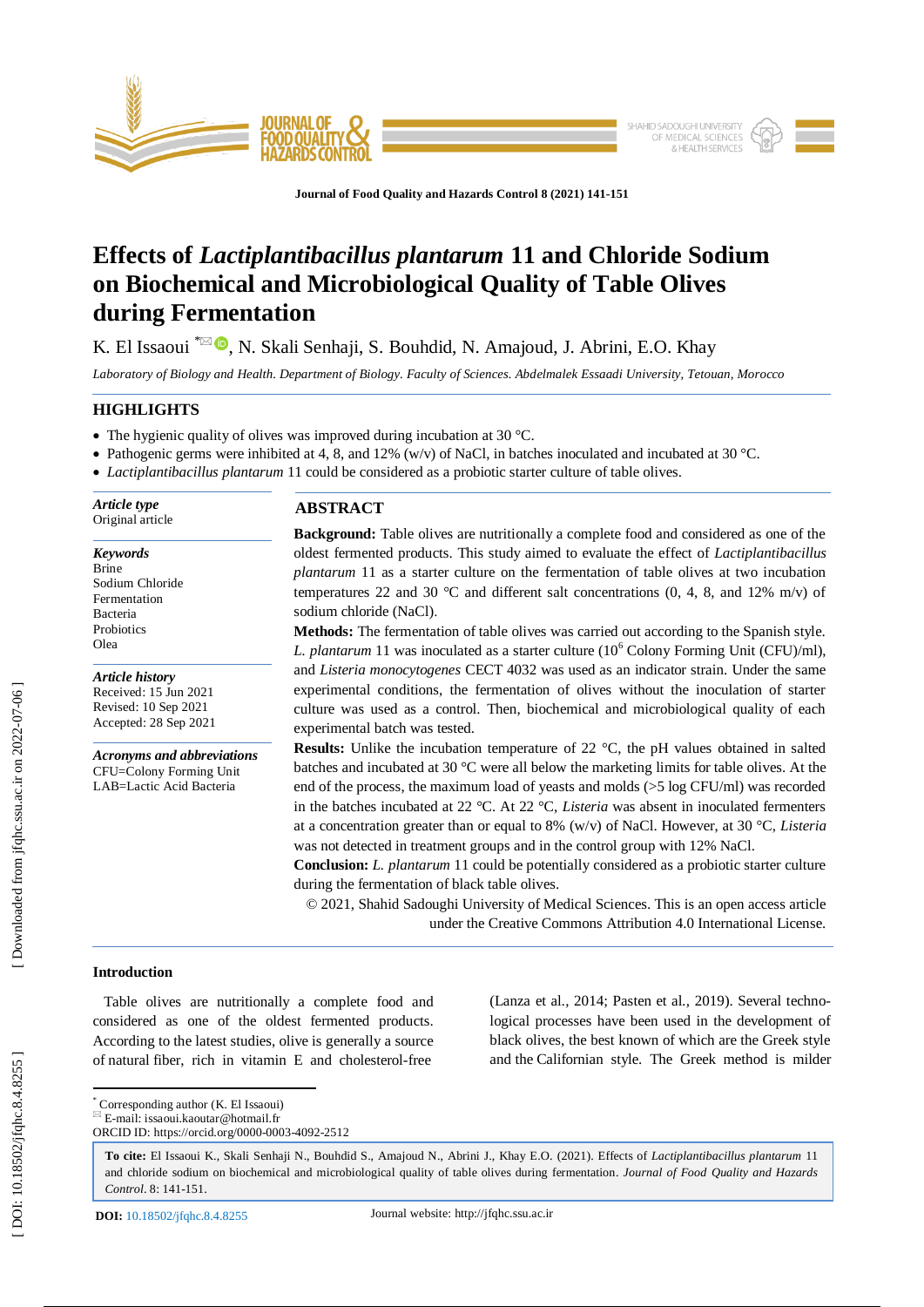# Effects of *Lactiplantibacillus plantarum* 11 and Chloride Sodium on Biochemical and Microbiological Quality of Table Olives during Fermentation

K. El Issaoui [*], N. Skali Senhaji, S. Bouhdid, N. Amajoud, J. Abrini, E.O. Khay

*Laboratory of Biology and Health. Department of Biology. Faculty of Sciences. Abdelmalek Essaadi University, Tetouan, Morocco*

## HIGHLIGHTS

- The hygienic quality of olives was improved during incubation at 30 °C.
- Pathogenic germs were inhibited at 4, 8, and 12% (w/v) of NaCl, in batches inoculated and incubated at 30 °C.
- *Lactiplantibacillus plantarum* 11 could be considered as a probiotic starter culture of table olives.

***Article type***
Original article

***Keywords***
Brine
Sodium Chloride
Fermentation
Bacteria
Probiotics
Olea

***Article history***
Received: 15 Jun 2021
Revised: 10 Sep 2021
Accepted: 28 Sep 2021

***Acronyms and abbreviations***
CFU=Colony Forming Unit
LAB=Lactic Acid Bacteria

## ABSTRACT

**Background:** Table olives are nutritionally a complete food and considered as one of the oldest fermented products. This study aimed to evaluate the effect of *Lactiplantibacillus plantarum* 11 as a starter culture on the fermentation of table olives at two incubation temperatures 22 and 30 °C and different salt concentrations (0, 4, 8, and 12% m/v) of sodium chloride (NaCl).

**Methods:** The fermentation of table olives was carried out according to the Spanish style. *L. plantarum* 11 was inoculated as a starter culture ($10^6$ Colony Forming Unit (CFU)/ml), and *Listeria monocytogenes* CECT 4032 was used as an indicator strain. Under the same experimental conditions, the fermentation of olives without the inoculation of starter culture was used as a control. Then, biochemical and microbiological quality of each experimental batch was tested.

**Results:** Unlike the incubation temperature of 22 °C, the pH values obtained in salted batches and incubated at 30 °C were all below the marketing limits for table olives. At the end of the process, the maximum load of yeasts and molds (>5 log CFU/ml) was recorded in the batches incubated at 22 °C. At 22 °C, *Listeria* was absent in inoculated fermenters at a concentration greater than or equal to 8% (w/v) of NaCl. However, at 30 °C, *Listeria* was not detected in treatment groups and in the control group with 12% NaCl.

**Conclusion:** *L. plantarum* 11 could be potentially considered as a probiotic starter culture during the fermentation of black table olives.

© 2021, Shahid Sadoughi University of Medical Sciences. This is an open access article under the Creative Commons Attribution 4.0 International License.

### Introduction

Table olives are nutritionally a complete food and considered as one of the oldest fermented products. According to the latest studies, olive is generally a source of natural fiber, rich in vitamin E and cholesterol-free (Lanza et al., 2014; Pasten et al., 2019). Several techno-logical processes have been used in the development of black olives, the best known of which are the Greek style and the Californian style. The Greek method is milder

[*] Corresponding author (K. El Issaoui)
E-mail: issaoui.kaoutar@hotmail.fr
ORCID ID: https://orcid.org/0000-0003-4092-2512

**To cite:** El Issaoui K., Skali Senhaji N., Bouhdid S., Amajoud N., Abrini J., Khay E.O. (2021). Effects of *Lactiplantibacillus plantarum* 11 and chloride sodium on biochemical and microbiological quality of table olives during fermentation. *Journal of Food Quality and Hazards Control*. 8: 141-151.

**DOI:** 10.18502/jfqhc.8.4.8255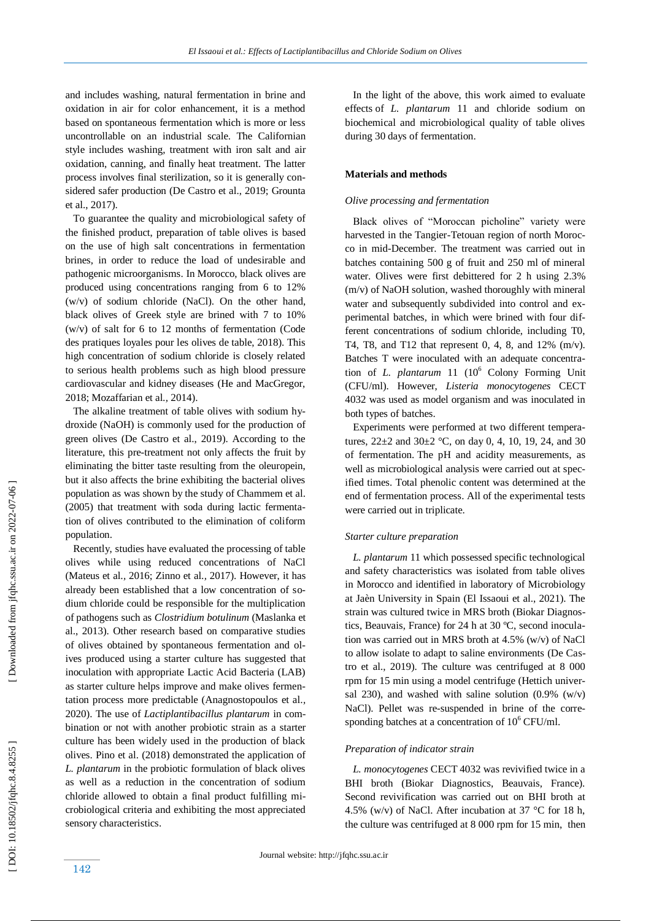and includes washing, natural fermentation in brine and oxidation in air for color enhancement, it is a method based on spontaneous fermentation which is more or less uncontrollable on an industrial scale. The Californian style includes washing, treatment with iron salt and air oxidation, canning, and finally heat treatment. The latter process involves final sterilization, so it is generally considered safer production (De Castro et al., 2019; Grounta et al., 2017).

To guarantee the quality and microbiological safety of the finished product, preparation of table olives is based on the use of high salt concentrations in fermentation brines, in order to reduce the load of undesirable and pathogenic microorganisms. In Morocco, black olives are produced using concentrations ranging from 6 to 12% (w/v) of sodium chloride (NaCl). On the other hand, black olives of Greek style are brined with 7 to 10% (w/v) of salt for 6 to 12 months of fermentation (Code des pratiques loyales pour les olives de table, 2018). This high concentration of sodium chloride is closely related to serious health problems such as high blood pressure cardiovascular and kidney diseases (He and MacGregor, 2018; Mozaffarian et al., 2014).

The alkaline treatment of table olives with sodium hydroxide (NaOH) is commonly used for the production of green olives (De Castro et al., 2019). According to the literature, this pre-treatment not only affects the fruit by eliminating the bitter taste resulting from the oleuropein, but it also affects the brine exhibiting the bacterial olives population as was shown by the study of Chammem et al. (2005) that treatment with soda during lactic fermentation of olives contributed to the elimination of coliform population.

Recently, studies have evaluated the processing of table olives while using reduced concentrations of NaCl (Mateus et al., 2016; Zinno et al., 2017). However, it has already been established that a low concentration of sodium chloride could be responsible for the multiplication of pathogens such as *Clostridium botulinum* (Maslanka et al., 2013). Other research based on comparative studies of olives obtained by spontaneous fermentation and olives produced using a starter culture has suggested that inoculation with appropriate Lactic Acid Bacteria (LAB) as starter culture helps improve and make olives fermentation process more predictable (Anagnostopoulos et al., 2020). The use of *Lactiplantibacillus plantarum* in combination or not with another probiotic strain as a starter culture has been widely used in the production of black olives. Pino et al. (2018) demonstrated the application of *L. plantarum* in the probiotic formulation of black olives as well as a reduction in the concentration of sodium chloride allowed to obtain a final product fulfilling microbiological criteria and exhibiting the most appreciated sensory characteristics.

In the light of the above, this work aimed to evaluate effects of *L. plantarum* 11 and chloride sodium on biochemical and microbiological quality of table olives during 30 days of fermentation.

## Materials and methods

### *Olive processing and fermentation*

Black olives of "Moroccan picholine" variety were harvested in the Tangier-Tetouan region of north Morocco in mid-December. The treatment was carried out in batches containing 500 g of fruit and 250 ml of mineral water. Olives were first debittered for 2 h using 2.3% (m/v) of NaOH solution, washed thoroughly with mineral water and subsequently subdivided into control and experimental batches, in which were brined with four different concentrations of sodium chloride, including T0, T4, T8, and T12 that represent 0, 4, 8, and 12% (m/v). Batches T were inoculated with an adequate concentration of *L. plantarum* 11 ($10^6$ Colony Forming Unit (CFU/ml). However, *Listeria monocytogenes* CECT 4032 was used as model organism and was inoculated in both types of batches.

Experiments were performed at two different temperatures, 22±2 and 30±2 °C, on day 0, 4, 10, 19, 24, and 30 of fermentation. The pH and acidity measurements, as well as microbiological analysis were carried out at specified times. Total phenolic content was determined at the end of fermentation process. All of the experimental tests were carried out in triplicate.

### *Starter culture preparation*

*L. plantarum* 11 which possessed specific technological and safety characteristics was isolated from table olives in Morocco and identified in laboratory of Microbiology at Jaèn University in Spain (El Issaoui et al., 2021). The strain was cultured twice in MRS broth (Biokar Diagnostics, Beauvais, France) for 24 h at 30 ºC, second inoculation was carried out in MRS broth at 4.5% (w/v) of NaCl to allow isolate to adapt to saline environments (De Castro et al., 2019). The culture was centrifuged at 8 000 rpm for 15 min using a model centrifuge (Hettich universal 230), and washed with saline solution (0.9% (w/v) NaCl). Pellet was re-suspended in brine of the corresponding batches at a concentration of $10^6$ CFU/ml.

### *Preparation of indicator strain*

*L. monocytogenes* CECT 4032 was revivified twice in a BHI broth (Biokar Diagnostics, Beauvais, France). Second revivification was carried out on BHI broth at 4.5% (w/v) of NaCl. After incubation at 37 °C for 18 h, the culture was centrifuged at 8 000 rpm for 15 min, then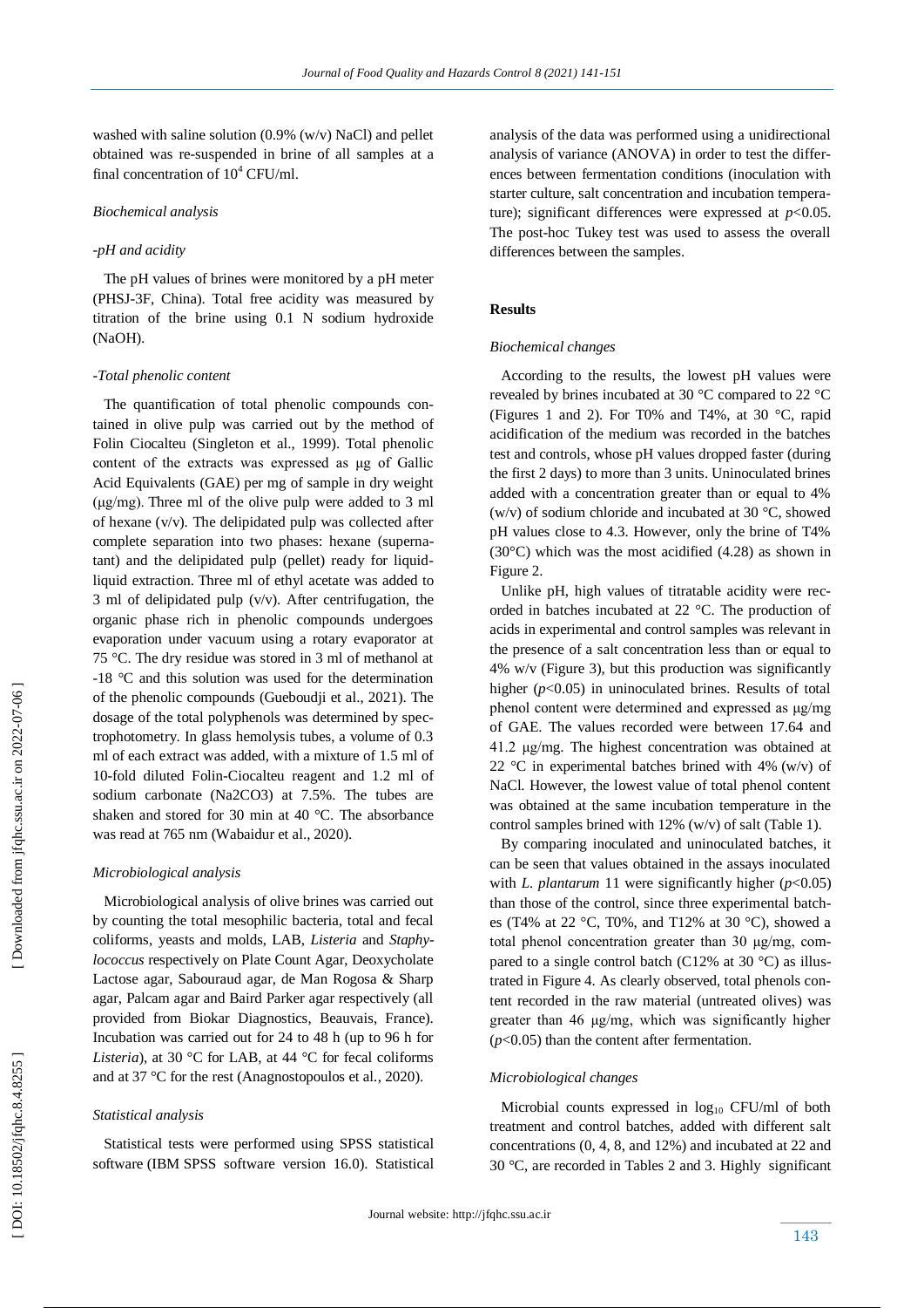washed with saline solution (0.9% (w/v) NaCl) and pellet obtained was re-suspended in brine of all samples at a final concentration of $10^4$ CFU/ml.

*Biochemical analysis*

*-pH and acidity*

The pH values of brines were monitored by a pH meter (PHSJ-3F, China). Total free acidity was measured by titration of the brine using 0.1 N sodium hydroxide (NaOH).

*-Total phenolic content*

The quantification of total phenolic compounds contained in olive pulp was carried out by the method of Folin Ciocalteu (Singleton et al., 1999). Total phenolic content of the extracts was expressed as µg of Gallic Acid Equivalents (GAE) per mg of sample in dry weight (µg/mg). Three ml of the olive pulp were added to 3 ml of hexane (v/v). The delipidated pulp was collected after complete separation into two phases: hexane (supernatant) and the delipidated pulp (pellet) ready for liquid-liquid extraction. Three ml of ethyl acetate was added to 3 ml of delipidated pulp (v/v). After centrifugation, the organic phase rich in phenolic compounds undergoes evaporation under vacuum using a rotary evaporator at 75 °C. The dry residue was stored in 3 ml of methanol at -18 °C and this solution was used for the determination of the phenolic compounds (Gueboudji et al., 2021). The dosage of the total polyphenols was determined by spectrophotometry. In glass hemolysis tubes, a volume of 0.3 ml of each extract was added, with a mixture of 1.5 ml of 10-fold diluted Folin-Ciocalteu reagent and 1.2 ml of sodium carbonate ($Na_2CO_3$) at 7.5%. The tubes are shaken and stored for 30 min at 40 °C. The absorbance was read at 765 nm (Wabaidur et al., 2020).

*Microbiological analysis*

Microbiological analysis of olive brines was carried out by counting the total mesophilic bacteria, total and fecal coliforms, yeasts and molds, LAB, *Listeria* and *Staphylococcus* respectively on Plate Count Agar, Deoxycholate Lactose agar, Sabouraud agar, de Man Rogosa & Sharp agar, Palcam agar and Baird Parker agar respectively (all provided from Biokar Diagnostics, Beauvais, France). Incubation was carried out for 24 to 48 h (up to 96 h for *Listeria*), at 30 °C for LAB, at 44 °C for fecal coliforms and at 37 °C for the rest (Anagnostopoulos et al., 2020).

*Statistical analysis*

Statistical tests were performed using SPSS statistical software (IBM SPSS software version 16.0). Statistical analysis of the data was performed using a unidirectional analysis of variance (ANOVA) in order to test the differences between fermentation conditions (inoculation with starter culture, salt concentration and incubation temperature); significant differences were expressed at $p<0.05$. The post-hoc Tukey test was used to assess the overall differences between the samples.

## Results

*Biochemical changes*

According to the results, the lowest pH values were revealed by brines incubated at 30 °C compared to 22 °C (Figures 1 and 2). For T0% and T4%, at 30 °C, rapid acidification of the medium was recorded in the batches test and controls, whose pH values dropped faster (during the first 2 days) to more than 3 units. Uninoculated brines added with a concentration greater than or equal to 4% (w/v) of sodium chloride and incubated at 30 °C, showed pH values close to 4.3. However, only the brine of T4% (30°C) which was the most acidified (4.28) as shown in Figure 2.

Unlike pH, high values of titratable acidity were recorded in batches incubated at 22 °C. The production of acids in experimental and control samples was relevant in the presence of a salt concentration less than or equal to 4% w/v (Figure 3), but this production was significantly higher ($p<0.05$) in uninoculated brines. Results of total phenol content were determined and expressed as µg/mg of GAE. The values recorded were between 17.64 and 41.2 µg/mg. The highest concentration was obtained at 22 °C in experimental batches brined with 4% (w/v) of NaCl. However, the lowest value of total phenol content was obtained at the same incubation temperature in the control samples brined with 12% (w/v) of salt (Table 1).

By comparing inoculated and uninoculated batches, it can be seen that values obtained in the assays inoculated with *L. plantarum* 11 were significantly higher ($p<0.05$) than those of the control, since three experimental batches (T4% at 22 °C, T0%, and T12% at 30 °C), showed a total phenol concentration greater than 30 µg/mg, compared to a single control batch (C12% at 30 °C) as illustrated in Figure 4. As clearly observed, total phenols content recorded in the raw material (untreated olives) was greater than 46 µg/mg, which was significantly higher ($p<0.05$) than the content after fermentation.

*Microbiological changes*

Microbial counts expressed in $\log_{10}$ CFU/ml of both treatment and control batches, added with different salt concentrations (0, 4, 8, and 12%) and incubated at 22 and 30 °C, are recorded in Tables 2 and 3. Highly significant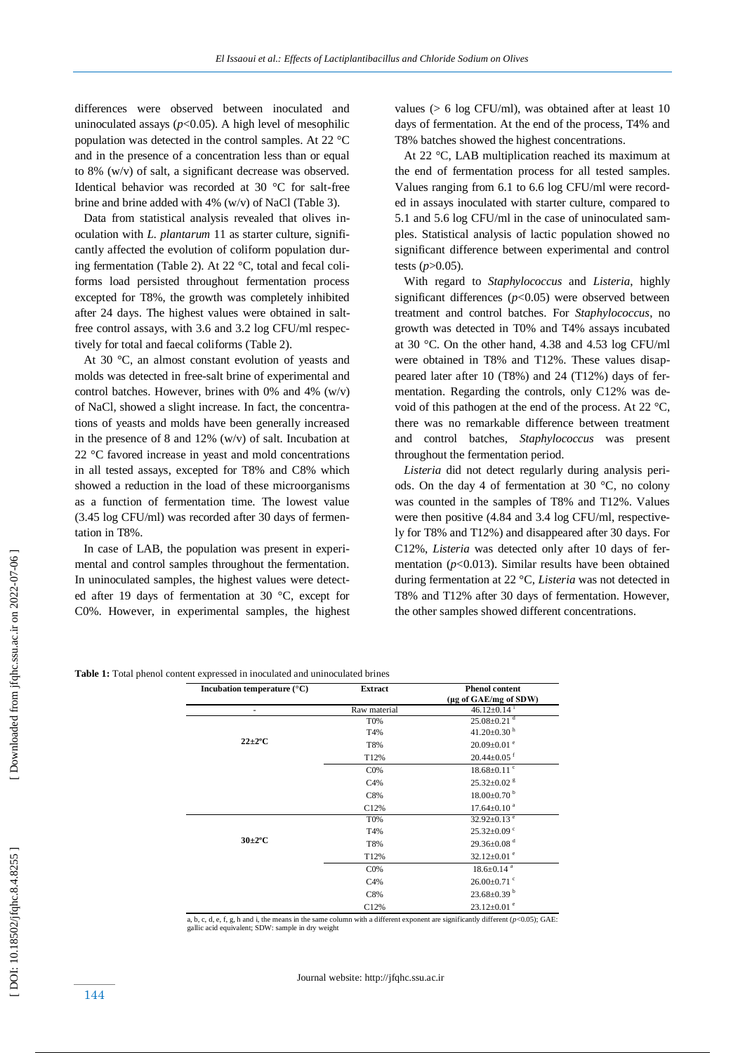differences were observed between inoculated and uninoculated assays ($p<0.05$). A high level of mesophilic population was detected in the control samples. At 22 °C and in the presence of a concentration less than or equal to 8% (w/v) of salt, a significant decrease was observed. Identical behavior was recorded at 30 °C for salt-free brine and brine added with 4% (w/v) of NaCl (Table 3).

Data from statistical analysis revealed that olives inoculation with *L. plantarum* 11 as starter culture, significantly affected the evolution of coliform population during fermentation (Table 2). At 22 °C, total and fecal coliforms load persisted throughout fermentation process excepted for T8%, the growth was completely inhibited after 24 days. The highest values were obtained in salt-free control assays, with 3.6 and 3.2 log CFU/ml respectively for total and faecal coliforms (Table 2).

At 30 °C, an almost constant evolution of yeasts and molds was detected in free-salt brine of experimental and control batches. However, brines with 0% and 4% (w/v) of NaCl, showed a slight increase. In fact, the concentrations of yeasts and molds have been generally increased in the presence of 8 and 12% (w/v) of salt. Incubation at 22 °C favored increase in yeast and mold concentrations in all tested assays, excepted for T8% and C8% which showed a reduction in the load of these microorganisms as a function of fermentation time. The lowest value (3.45 log CFU/ml) was recorded after 30 days of fermentation in T8%.

In case of LAB, the population was present in experimental and control samples throughout the fermentation. In uninoculated samples, the highest values were detected after 19 days of fermentation at 30 °C, except for C0%. However, in experimental samples, the highest values (> 6 log CFU/ml), was obtained after at least 10 days of fermentation. At the end of the process, T4% and T8% batches showed the highest concentrations.

At 22 °C, LAB multiplication reached its maximum at the end of fermentation process for all tested samples. Values ranging from 6.1 to 6.6 log CFU/ml were recorded in assays inoculated with starter culture, compared to 5.1 and 5.6 log CFU/ml in the case of uninoculated samples. Statistical analysis of lactic population showed no significant difference between experimental and control tests ($p>0.05$).

With regard to *Staphylococcus* and *Listeria*, highly significant differences ($p<0.05$) were observed between treatment and control batches. For *Staphylococcus*, no growth was detected in T0% and T4% assays incubated at 30 °C. On the other hand, 4.38 and 4.53 log CFU/ml were obtained in T8% and T12%. These values disappeared later after 10 (T8%) and 24 (T12%) days of fermentation. Regarding the controls, only C12% was devoid of this pathogen at the end of the process. At 22 °C, there was no remarkable difference between treatment and control batches, *Staphylococcus* was present throughout the fermentation period.

*Listeria* did not detect regularly during analysis periods. On the day 4 of fermentation at 30 °C, no colony was counted in the samples of T8% and T12%. Values were then positive (4.84 and 3.4 log CFU/ml, respectively for T8% and T12%) and disappeared after 30 days. For C12%, *Listeria* was detected only after 10 days of fermentation ($p<0.013$). Similar results have been obtained during fermentation at 22 °C, *Listeria* was not detected in T8% and T12% after 30 days of fermentation. However, the other samples showed different concentrations.

**Table 1:** Total phenol content expressed in inoculated and uninoculated brines

| Incubation temperature (°C) | Extract | Phenol content (µg of GAE/mg of SDW) |
|---|---|---|
| - | Raw material | 46.12±0.14 [i] |
| 22±2°C | T0% | 25.08±0.21 [d] |
| | T4% | 41.20±0.30 [h] |
| | T8% | 20.09±0.01 [e] |
| | T12% | 20.44±0.05 [f] |
| | C0% | 18.68±0.11 [c] |
| | C4% | 25.32±0.02 [g] |
| | C8% | 18.00±0.70 [b] |
| | C12% | 17.64±0.10 [a] |
| 30±2°C | T0% | 32.92±0.13 [e] |
| | T4% | 25.32±0.09 [c] |
| | T8% | 29.36±0.08 [d] |
| | T12% | 32.12±0.01 [e] |
| | C0% | 18.6±0.14 [a] |
| | C4% | 26.00±0.71 [c] |
| | C8% | 23.68±0.39 [b] |
| | C12% | 23.12±0.01 [e] |

a, b, c, d, e, f, g, h and i, the means in the same column with a different exponent are significantly different ($p<0.05$); GAE: gallic acid equivalent; SDW: sample in dry weight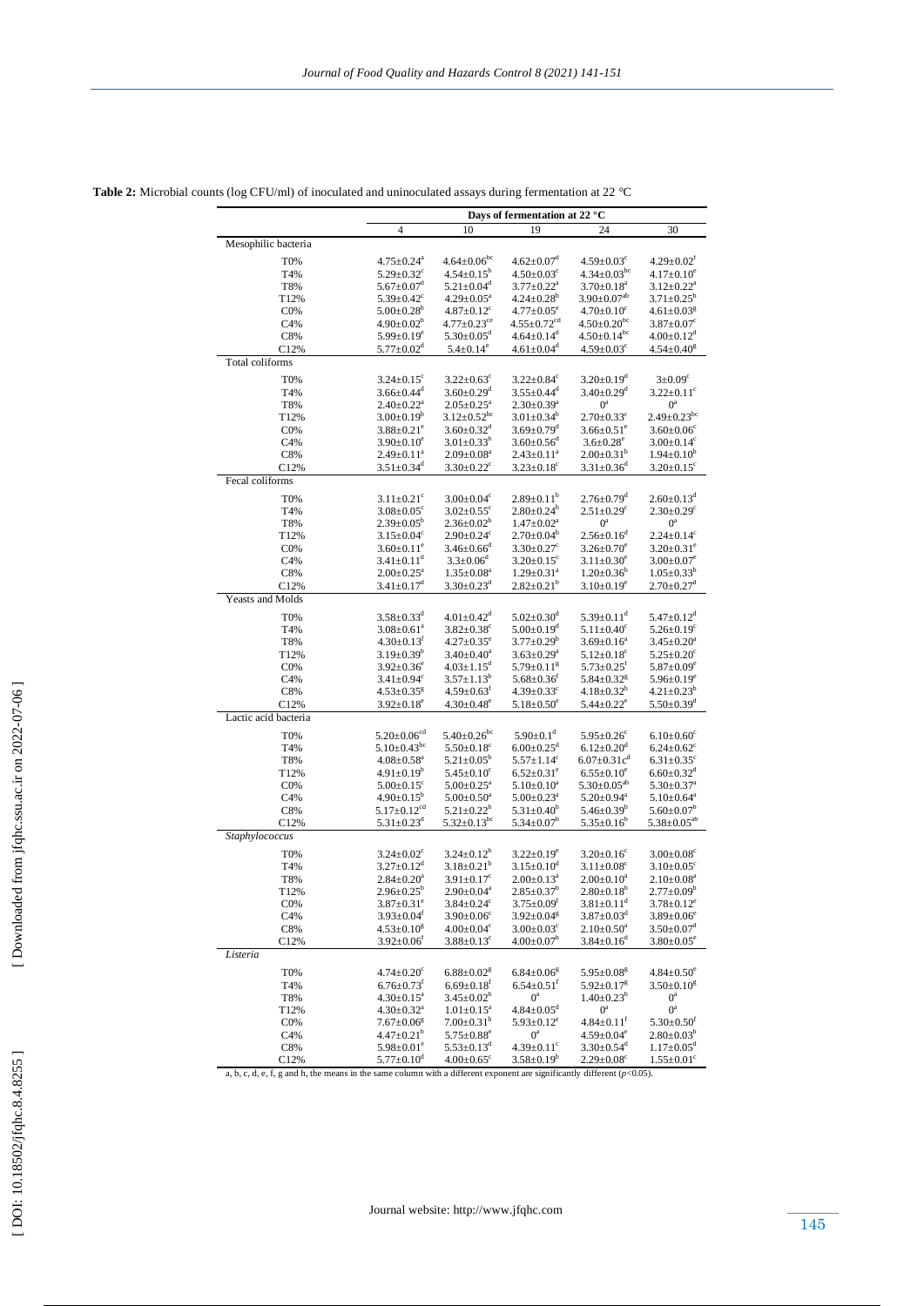**Table 2:** Microbial counts (log CFU/ml) of inoculated and uninoculated assays during fermentation at 22 °C

| | Days of fermentation at 22 °C | | | | |
|---|---|---|---|---|---|
| | 4 | 10 | 19 | 24 | 30 |
| Mesophilic bacteria | | | | | |
| T0% | 4.75±0.24$^{a}$ | 4.64±0.06$^{bc}$ | 4.62±0.07$^{d}$ | 4.59±0.03$^{c}$ | 4.29±0.02$^{f}$ |
| T4% | 5.29±0.32$^{c}$ | 4.54±0.15$^{b}$ | 4.50±0.03$^{c}$ | 4.34±0.03$^{bc}$ | 4.17±0.10$^{e}$ |
| T8% | 5.67±0.07$^{d}$ | 5.21±0.04$^{d}$ | 3.77±0.22$^{a}$ | 3.70±0.18$^{a}$ | 3.12±0.22$^{a}$ |
| T12% | 5.39±0.42$^{c}$ | 4.29±0.05$^{a}$ | 4.24±0.28$^{b}$ | 3.90±0.07$^{ab}$ | 3.71±0.25$^{b}$ |
| C0% | 5.00±0.28$^{b}$ | 4.87±0.12$^{c}$ | 4.77±0.05$^{e}$ | 4.70±0.10$^{c}$ | 4.61±0.03$^{g}$ |
| C4% | 4.90±0.02$^{b}$ | 4.77±0.23$^{ce}$ | 4.55±0.72$^{cd}$ | 4.50±0.20$^{bc}$ | 3.87±0.07$^{c}$ |
| C8% | 5.99±0.19$^{e}$ | 5.30±0.05$^{d}$ | 4.64±0.14$^{d}$ | 4.50±0.14$^{bc}$ | 4.00±0.12$^{d}$ |
| C12% | 5.77±0.02$^{d}$ | 5.4±0.14$^{e}$ | 4.61±0.04$^{d}$ | 4.59±0.03$^{c}$ | 4.54±0.40$^{g}$ |
| Total coliforms | | | | | |
| T0% | 3.24±0.15$^{c}$ | 3.22±0.63$^{c}$ | 3.22±0.84$^{c}$ | 3.20±0.19$^{d}$ | 3±0.09$^{c}$ |
| T4% | 3.66±0.44$^{d}$ | 3.60±0.29$^{d}$ | 3.55±0.44$^{d}$ | 3.40±0.29$^{d}$ | 3.22±0.11$^{c}$ |
| T8% | 2.40±0.22$^{a}$ | 2.05±0.25$^{a}$ | 2.30±0.39$^{a}$ | 0$^{a}$ | 0$^{a}$ |
| T12% | 3.00±0.19$^{b}$ | 3.12±0.52$^{bc}$ | 3.01±0.34$^{b}$ | 2.70±0.33$^{c}$ | 2.49±0.23$^{bc}$ |
| C0% | 3.88±0.21$^{e}$ | 3.60±0.32$^{d}$ | 3.69±0.79$^{d}$ | 3.66±0.51$^{e}$ | 3.60±0.06$^{c}$ |
| C4% | 3.90±0.10$^{e}$ | 3.01±0.33$^{b}$ | 3.60±0.56$^{d}$ | 3.6±0.28$^{e}$ | 3.00±0.14$^{c}$ |
| C8% | 2.49±0.11$^{a}$ | 2.09±0.08$^{a}$ | 2.43±0.11$^{a}$ | 2.00±0.31$^{b}$ | 1.94±0.10$^{b}$ |
| C12% | 3.51±0.34$^{d}$ | 3.30±0.22$^{c}$ | 3.23±0.18$^{c}$ | 3.31±0.36$^{d}$ | 3.20±0.15$^{c}$ |
| Fecal coliforms | | | | | |
| T0% | 3.11±0.21$^{c}$ | 3.00±0.04$^{c}$ | 2.89±0.11$^{b}$ | 2.76±0.79$^{d}$ | 2.60±0.13$^{d}$ |
| T4% | 3.08±0.05$^{c}$ | 3.02±0.55$^{c}$ | 2.80±0.24$^{b}$ | 2.51±0.29$^{c}$ | 2.30±0.29$^{c}$ |
| T8% | 2.39±0.05$^{b}$ | 2.36±0.02$^{b}$ | 1.47±0.02$^{a}$ | 0$^{a}$ | 0$^{a}$ |
| T12% | 3.15±0.04$^{c}$ | 2.90±0.24$^{c}$ | 2.70±0.04$^{b}$ | 2.56±0.16$^{d}$ | 2.24±0.14$^{c}$ |
| C0% | 3.60±0.11$^{e}$ | 3.46±0.66$^{d}$ | 3.30±0.27$^{c}$ | 3.26±0.70$^{e}$ | 3.20±0.31$^{e}$ |
| C4% | 3.41±0.11$^{d}$ | 3.3±0.06$^{d}$ | 3.20±0.15$^{c}$ | 3.11±0.30$^{e}$ | 3.00±0.07$^{e}$ |
| C8% | 2.00±0.25$^{a}$ | 1.35±0.08$^{a}$ | 1.29±0.31$^{a}$ | 1.20±0.36$^{b}$ | 1.05±0.33$^{b}$ |
| C12% | 3.41±0.17$^{d}$ | 3.30±0.23$^{d}$ | 2.82±0.21$^{b}$ | 3.10±0.19$^{e}$ | 2.70±0.27$^{d}$ |
| Yeasts and Molds | | | | | |
| T0% | 3.58±0.33$^{d}$ | 4.01±0.42$^{d}$ | 5.02±0.30$^{d}$ | 5.39±0.11$^{d}$ | 5.47±0.12$^{d}$ |
| T4% | 3.08±0.61$^{a}$ | 3.82±0.38$^{c}$ | 5.00±0.19$^{d}$ | 5.11±0.40$^{c}$ | 5.26±0.19$^{c}$ |
| T8% | 4.30±0.13$^{f}$ | 4.27±0.35$^{e}$ | 3.77±0.29$^{b}$ | 3.69±0.16$^{a}$ | 3.45±0.20$^{a}$ |
| T12% | 3.19±0.39$^{b}$ | 3.40±0.40$^{a}$ | 3.63±0.29$^{a}$ | 5.12±0.18$^{c}$ | 5.25±0.20$^{c}$ |
| C0% | 3.92±0.36$^{e}$ | 4.03±1.15$^{d}$ | 5.79±0.11$^{g}$ | 5.73±0.25$^{f}$ | 5.87±0.09$^{e}$ |
| C4% | 3.41±0.94$^{c}$ | 3.57±1.13$^{b}$ | 5.68±0.36$^{f}$ | 5.84±0.32$^{g}$ | 5.96±0.19$^{e}$ |
| C8% | 4.53±0.35$^{g}$ | 4.59±0.63$^{f}$ | 4.39±0.33$^{c}$ | 4.18±0.32$^{b}$ | 4.21±0.23$^{b}$ |
| C12% | 3.92±0.18$^{e}$ | 4.30±0.48$^{e}$ | 5.18±0.50$^{e}$ | 5.44±0.22$^{e}$ | 5.50±0.39$^{d}$ |
| Lactic acid bacteria | | | | | |
| T0% | 5.20±0.06$^{cd}$ | 5.40±0.26$^{bc}$ | 5.90±0.1$^{d}$ | 5.95±0.26$^{c}$ | 6.10±0.60$^{c}$ |
| T4% | 5.10±0.43$^{bc}$ | 5.50±0.18$^{c}$ | 6.00±0.25$^{d}$ | 6.12±0.20$^{d}$ | 6.24±0.62$^{c}$ |
| T8% | 4.08±0.58$^{a}$ | 5.21±0.05$^{b}$ | 5.57±1.14$^{c}$ | 6.07±0.31c$^{d}$ | 6.31±0.35$^{c}$ |
| T12% | 4.91±0.19$^{b}$ | 5.45±0.10$^{c}$ | 6.52±0.31$^{e}$ | 6.55±0.10$^{e}$ | 6.60±0.32$^{d}$ |
| C0% | 5.00±0.15$^{c}$ | 5.00±0.25$^{a}$ | 5.10±0.10$^{a}$ | 5.30±0.05$^{ab}$ | 5.30±0.37$^{a}$ |
| C4% | 4.90±0.15$^{b}$ | 5.00±0.50$^{a}$ | 5.00±0.23$^{a}$ | 5.20±0.94$^{a}$ | 5.10±0.64$^{a}$ |
| C8% | 5.17±0.12$^{cd}$ | 5.21±0.22$^{b}$ | 5.31±0.40$^{b}$ | 5.46±0.39$^{b}$ | 5.60±0.07$^{b}$ |
| C12% | 5.31±0.23$^{d}$ | 5.32±0.13$^{bc}$ | 5.34±0.07$^{b}$ | 5.35±0.16$^{b}$ | 5.38±0.05$^{ab}$ |
| *Staphylococcus* | | | | | |
| T0% | 3.24±0.02$^{c}$ | 3.24±0.12$^{b}$ | 3.22±0.19$^{e}$ | 3.20±0.16$^{c}$ | 3.00±0.08$^{c}$ |
| T4% | 3.27±0.12$^{d}$ | 3.18±0.21$^{b}$ | 3.15±0.10$^{d}$ | 3.11±0.08$^{c}$ | 3.10±0.05$^{c}$ |
| T8% | 2.84±0.20$^{a}$ | 3.91±0.17$^{c}$ | 2.00±0.13$^{a}$ | 2.00±0.10$^{a}$ | 2.10±0.08$^{a}$ |
| T12% | 2.96±0.25$^{b}$ | 2.90±0.04$^{a}$ | 2.85±0.37$^{b}$ | 2.80±0.18$^{b}$ | 2.77±0.09$^{b}$ |
| C0% | 3.87±0.31$^{e}$ | 3.84±0.24$^{c}$ | 3.75±0.09$^{f}$ | 3.81±0.11$^{d}$ | 3.78±0.12$^{e}$ |
| C4% | 3.93±0.04$^{f}$ | 3.90±0.06$^{c}$ | 3.92±0.04$^{g}$ | 3.87±0.03$^{d}$ | 3.89±0.06$^{e}$ |
| C8% | 4.53±0.10$^{g}$ | 4.00±0.04$^{c}$ | 3.00±0.03$^{c}$ | 2.10±0.50$^{a}$ | 3.50±0.07$^{d}$ |
| C12% | 3.92±0.06$^{f}$ | 3.88±0.13$^{c}$ | 4.00±0.07$^{h}$ | 3.84±0.16$^{d}$ | 3.80±0.05$^{e}$ |
| *Listeria* | | | | | |
| T0% | 4.74±0.20$^{c}$ | 6.88±0.02$^{g}$ | 6.84±0.06$^{g}$ | 5.95±0.08$^{g}$ | 4.84±0.50$^{e}$ |
| T4% | 6.76±0.73$^{f}$ | 6.69±0.18$^{f}$ | 6.54±0.51$^{f}$ | 5.92±0.17$^{g}$ | 3.50±0.10$^{g}$ |
| T8% | 4.30±0.15$^{a}$ | 3.45±0.02$^{b}$ | 0$^{a}$ | 1.40±0.23$^{b}$ | 0$^{a}$ |
| T12% | 4.30±0.32$^{a}$ | 1.01±0.15$^{a}$ | 4.84±0.05$^{d}$ | 0$^{a}$ | 0$^{a}$ |
| C0% | 7.67±0.06$^{g}$ | 7.00±0.31$^{h}$ | 5.93±0.12$^{e}$ | 4.84±0.11$^{f}$ | 5.30±0.50$^{f}$ |
| C4% | 4.47±0.21$^{b}$ | 5.75±0.88$^{e}$ | 0$^{a}$ | 4.59±0.04$^{e}$ | 2.80±0.03$^{b}$ |
| C8% | 5.98±0.01$^{e}$ | 5.53±0.13$^{d}$ | 4.39±0.11$^{c}$ | 3.30±0.54$^{d}$ | 1.17±0.05$^{d}$ |
| C12% | 5.77±0.10$^{d}$ | 4.00±0.65$^{c}$ | 3.58±0.19$^{b}$ | 2.29±0.08$^{c}$ | 1.55±0.01$^{c}$ |

a, b, c, d, e, f, g and h, the means in the same column with a different exponent are significantly different ($p$<0.05).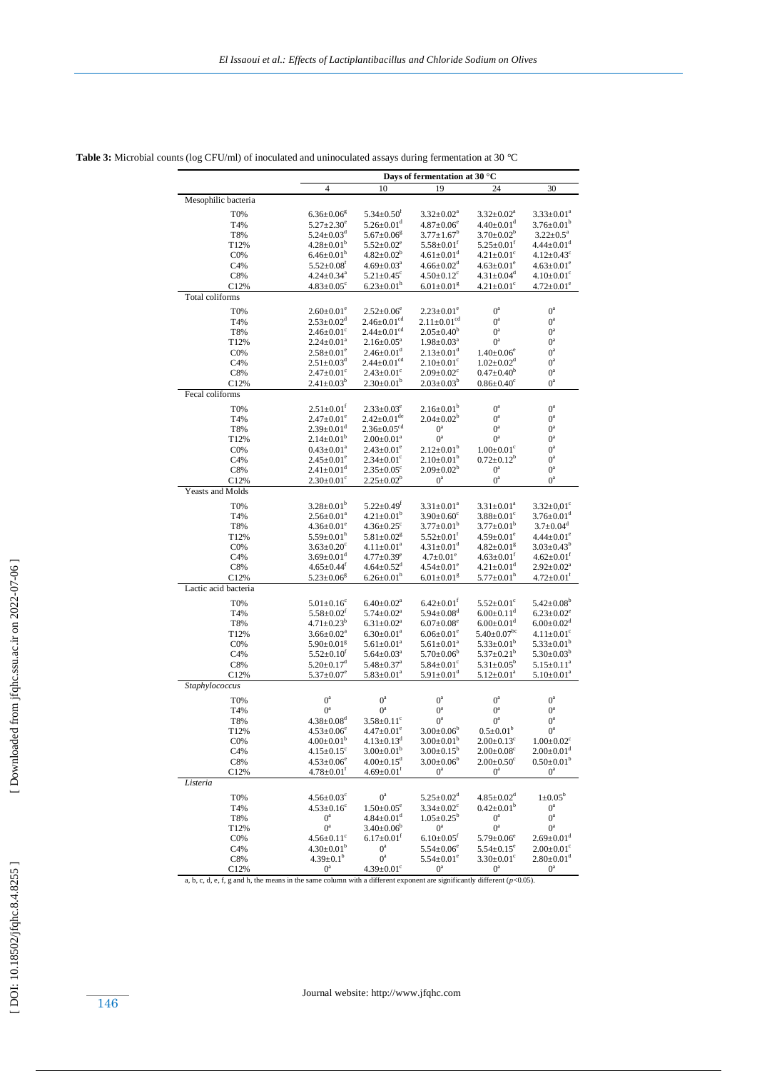**Table 3:** Microbial counts (log CFU/ml) of inoculated and uninoculated assays during fermentation at 30 °C

| | Days of fermentation at 30 °C | | | | |
|---|---|---|---|---|---|
| | 4 | 10 | 19 | 24 | 30 |
| Mesophilic bacteria | | | | | |
| T0% | $6.36\pm0.06^{g}$ | $5.34\pm0.50^{f}$ | $3.32\pm0.02^{a}$ | $3.32\pm0.02^{a}$ | $3.33\pm0.01^{a}$ |
| T4% | $5.27\pm2.30^{e}$ | $5.26\pm0.01^{d}$ | $4.87\pm0.06^{e}$ | $4.40\pm0.01^{d}$ | $3.76\pm0.01^{b}$ |
| T8% | $5.24\pm0.03^{d}$ | $5.67\pm0.06^{g}$ | $3.77\pm1.67^{b}$ | $3.70\pm0.02^{b}$ | $3.22\pm0.5^{a}$ |
| T12% | $4.28\pm0.01^{b}$ | $5.52\pm0.02^{e}$ | $5.58\pm0.01^{f}$ | $5.25\pm0.01^{f}$ | $4.44\pm0.01^{d}$ |
| C0% | $6.46\pm0.01^{h}$ | $4.82\pm0.02^{b}$ | $4.61\pm0.01^{d}$ | $4.21\pm0.01^{c}$ | $4.12\pm0.43^{c}$ |
| C4% | $5.52\pm0.08^{f}$ | $4.69\pm0.03^{a}$ | $4.66\pm0.02^{d}$ | $4.63\pm0.01^{e}$ | $4.63\pm0.01^{e}$ |
| C8% | $4.24\pm0.34^{a}$ | $5.21\pm0.45^{c}$ | $4.50\pm0.12^{c}$ | $4.31\pm0.04^{d}$ | $4.10\pm0.01^{c}$ |
| C12% | $4.83\pm0.05^{c}$ | $6.23\pm0.01^{h}$ | $6.01\pm0.01^{g}$ | $4.21\pm0.01^{c}$ | $4.72\pm0.01^{e}$ |
| Total coliforms | | | | | |
| T0% | $2.60\pm0.01^{e}$ | $2.52\pm0.06^{e}$ | $2.23\pm0.01^{e}$ | $0^{a}$ | $0^{a}$ |
| T4% | $2.53\pm0.02^{d}$ | $2.46\pm0.01^{cd}$ | $2.11\pm0.01^{cd}$ | $0^{a}$ | $0^{a}$ |
| T8% | $2.46\pm0.01^{c}$ | $2.44\pm0.01^{cd}$ | $2.05\pm0.40^{b}$ | $0^{a}$ | $0^{a}$ |
| T12% | $2.24\pm0.01^{a}$ | $2.16\pm0.05^{a}$ | $1.98\pm0.03^{a}$ | $0^{a}$ | $0^{a}$ |
| C0% | $2.58\pm0.01^{e}$ | $2.46\pm0.01^{d}$ | $2.13\pm0.01^{d}$ | $1.40\pm0.06^{e}$ | $0^{a}$ |
| C4% | $2.51\pm0.03^{d}$ | $2.44\pm0.01^{cd}$ | $2.10\pm0.01^{c}$ | $1.02\pm0.02^{d}$ | $0^{a}$ |
| C8% | $2.47\pm0.01^{c}$ | $2.43\pm0.01^{c}$ | $2.09\pm0.02^{c}$ | $0.47\pm0.40^{b}$ | $0^{a}$ |
| C12% | $2.41\pm0.03^{b}$ | $2.30\pm0.01^{b}$ | $2.03\pm0.03^{b}$ | $0.86\pm0.40^{c}$ | $0^{a}$ |
| Fecal coliforms | | | | | |
| T0% | $2.51\pm0.01^{f}$ | $2.33\pm0.03^{e}$ | $2.16\pm0.01^{b}$ | $0^{a}$ | $0^{a}$ |
| T4% | $2.47\pm0.01^{e}$ | $2.42\pm0.01^{de}$ | $2.04\pm0.02^{b}$ | $0^{a}$ | $0^{a}$ |
| T8% | $2.39\pm0.01^{d}$ | $2.36\pm0.05^{cd}$ | $0^{a}$ | $0^{a}$ | $0^{a}$ |
| T12% | $2.14\pm0.01^{b}$ | $2.00\pm0.01^{a}$ | $0^{a}$ | $0^{a}$ | $0^{a}$ |
| C0% | $0.43\pm0.01^{a}$ | $2.43\pm0.01^{e}$ | $2.12\pm0.01^{b}$ | $1.00\pm0.01^{c}$ | $0^{a}$ |
| C4% | $2.45\pm0.01^{e}$ | $2.34\pm0.01^{c}$ | $2.10\pm0.01^{b}$ | $0.72\pm0.12^{b}$ | $0^{a}$ |
| C8% | $2.41\pm0.01^{d}$ | $2.35\pm0.05^{c}$ | $2.09\pm0.02^{b}$ | $0^{a}$ | $0^{a}$ |
| C12% | $2.30\pm0.01^{c}$ | $2.25\pm0.02^{b}$ | $0^{a}$ | $0^{a}$ | $0^{a}$ |
| Yeasts and Molds | | | | | |
| T0% | $3.28\pm0.01^{b}$ | $5.22\pm0.49^{f}$ | $3.31\pm0.01^{a}$ | $3.31\pm0.01^{a}$ | $3.32\pm0.01^{c}$ |
| T4% | $2.56\pm0.01^{a}$ | $4.21\pm0.01^{b}$ | $3.90\pm0.60^{c}$ | $3.88\pm0.01^{c}$ | $3.76\pm0.01^{d}$ |
| T8% | $4.36\pm0.01^{e}$ | $4.36\pm0.25^{c}$ | $3.77\pm0.01^{b}$ | $3.77\pm0.01^{b}$ | $3.7\pm0.04^{d}$ |
| T12% | $5.59\pm0.01^{h}$ | $5.81\pm0.02^{g}$ | $5.52\pm0.01^{f}$ | $4.59\pm0.01^{e}$ | $4.44\pm0.01^{e}$ |
| C0% | $3.63\pm0.20^{c}$ | $4.11\pm0.01^{a}$ | $4.31\pm0.01^{d}$ | $4.82\pm0.01^{g}$ | $3.03\pm0.43^{b}$ |
| C4% | $3.69\pm0.01^{d}$ | $4.77\pm0.39^{e}$ | $4.7\pm0.01^{e}$ | $4.63\pm0.01^{f}$ | $4.62\pm0.01^{f}$ |
| C8% | $4.65\pm0.44^{f}$ | $4.64\pm0.52^{d}$ | $4.54\pm0.01^{e}$ | $4.21\pm0.01^{d}$ | $2.92\pm0.02^{a}$ |
| C12% | $5.23\pm0.06^{g}$ | $6.26\pm0.01^{h}$ | $6.01\pm0.01^{g}$ | $5.77\pm0.01^{h}$ | $4.72\pm0.01^{f}$ |
| Lactic acid bacteria | | | | | |
| T0% | $5.01\pm0.16^{c}$ | $6.40\pm0.02^{a}$ | $6.42\pm0.01^{f}$ | $5.52\pm0.01^{c}$ | $5.42\pm0.08^{b}$ |
| T4% | $5.58\pm0.02^{f}$ | $5.74\pm0.02^{a}$ | $5.94\pm0.08^{d}$ | $6.00\pm0.11^{d}$ | $6.23\pm0.02^{e}$ |
| T8% | $4.71\pm0.23^{b}$ | $6.31\pm0.02^{a}$ | $6.07\pm0.08^{e}$ | $6.00\pm0.01^{d}$ | $6.00\pm0.02^{d}$ |
| T12% | $3.66\pm0.02^{a}$ | $6.30\pm0.01^{a}$ | $6.06\pm0.01^{e}$ | $5.40\pm0.07^{bc}$ | $4.11\pm0.01^{c}$ |
| C0% | $5.90\pm0.01^{g}$ | $5.61\pm0.01^{a}$ | $5.61\pm0.01^{a}$ | $5.33\pm0.01^{b}$ | $5.33\pm0.01^{b}$ |
| C4% | $5.52\pm0.10^{f}$ | $5.64\pm0.03^{a}$ | $5.70\pm0.06^{b}$ | $5.37\pm0.21^{b}$ | $5.30\pm0.03^{b}$ |
| C8% | $5.20\pm0.17^{d}$ | $5.48\pm0.37^{a}$ | $5.84\pm0.01^{c}$ | $5.31\pm0.05^{b}$ | $5.15\pm0.11^{a}$ |
| C12% | $5.37\pm0.07^{e}$ | $5.83\pm0.01^{a}$ | $5.91\pm0.01^{d}$ | $5.12\pm0.01^{a}$ | $5.10\pm0.01^{a}$ |
| *Staphylococcus* | | | | | |
| T0% | $0^{a}$ | $0^{a}$ | $0^{a}$ | $0^{a}$ | $0^{a}$ |
| T4% | $0^{a}$ | $0^{a}$ | $0^{a}$ | $0^{a}$ | $0^{a}$ |
| T8% | $4.38\pm0.08^{d}$ | $3.58\pm0.11^{c}$ | $0^{a}$ | $0^{a}$ | $0^{a}$ |
| T12% | $4.53\pm0.06^{e}$ | $4.47\pm0.01^{e}$ | $3.00\pm0.06^{b}$ | $0.5\pm0.01^{b}$ | $0^{a}$ |
| C0% | $4.00\pm0.01^{b}$ | $4.13\pm0.13^{d}$ | $3.00\pm0.01^{b}$ | $2.00\pm0.13^{c}$ | $1.00\pm0.02^{c}$ |
| C4% | $4.15\pm0.15^{c}$ | $3.00\pm0.01^{b}$ | $3.00\pm0.15^{b}$ | $2.00\pm0.08^{c}$ | $2.00\pm0.01^{d}$ |
| C8% | $4.53\pm0.06^{e}$ | $4.00\pm0.15^{d}$ | $3.00\pm0.06^{b}$ | $2.00\pm0.50^{c}$ | $0.50\pm0.01^{b}$ |
| C12% | $4.78\pm0.01^{f}$ | $4.69\pm0.01^{f}$ | $0^{a}$ | $0^{a}$ | $0^{a}$ |
| *Listeria* | | | | | |
| T0% | $4.56\pm0.03^{c}$ | $0^{a}$ | $5.25\pm0.02^{d}$ | $4.85\pm0.02^{d}$ | $1\pm0.05^{b}$ |
| T4% | $4.53\pm0.16^{c}$ | $1.50\pm0.05^{e}$ | $3.34\pm0.02^{c}$ | $0.42\pm0.01^{b}$ | $0^{a}$ |
| T8% | $0^{a}$ | $4.84\pm0.01^{d}$ | $1.05\pm0.25^{b}$ | $0^{a}$ | $0^{a}$ |
| T12% | $0^{a}$ | $3.40\pm0.06^{b}$ | $0^{a}$ | $0^{a}$ | $0^{a}$ |
| C0% | $4.56\pm0.11^{c}$ | $6.17\pm0.01^{f}$ | $6.10\pm0.05^{f}$ | $5.79\pm0.06^{e}$ | $2.69\pm0.01^{d}$ |
| C4% | $4.30\pm0.01^{b}$ | $0^{a}$ | $5.54\pm0.06^{e}$ | $5.54\pm0.15^{e}$ | $2.00\pm0.01^{c}$ |
| C8% | $4.39\pm0.1^{b}$ | $0^{a}$ | $5.54\pm0.01^{e}$ | $3.30\pm0.01^{c}$ | $2.80\pm0.01^{d}$ |
| C12% | $0^{a}$ | $4.39\pm0.01^{c}$ | $0^{a}$ | $0^{a}$ | $0^{a}$ |

a, b, c, d, e, f, g and h, the means in the same column with a different exponent are significantly different ($p<0.05$).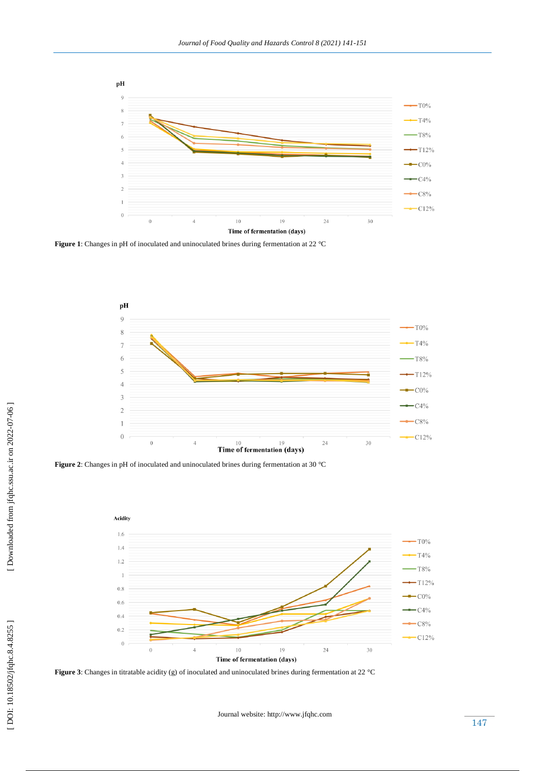**Figure 1**: Changes in pH of inoculated and uninoculated brines during fermentation at 22 °C

**Figure 2**: Changes in pH of inoculated and uninoculated brines during fermentation at 30 °C

**Figure 3**: Changes in titratable acidity (g) of inoculated and uninoculated brines during fermentation at 22 °C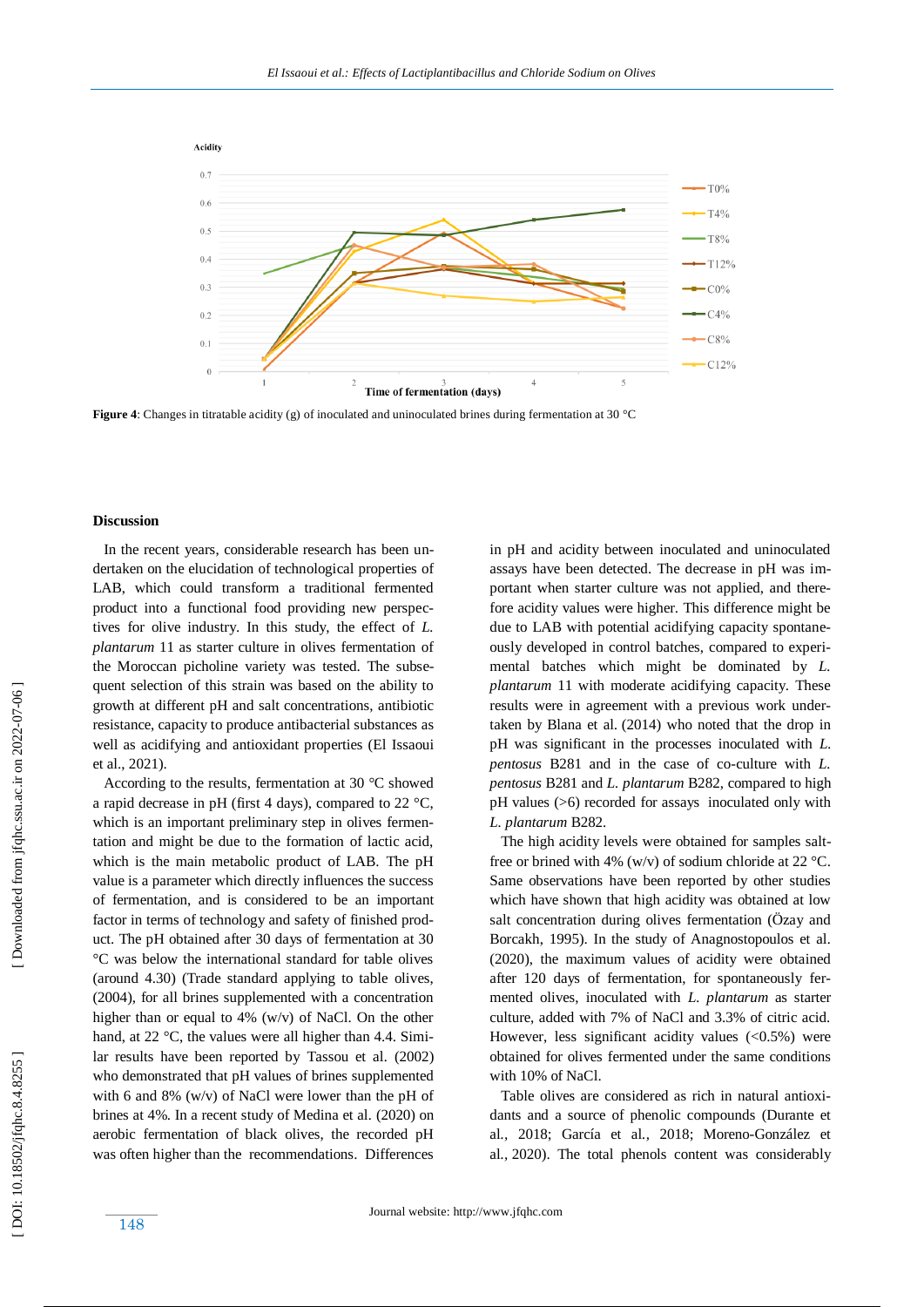**Figure 4**: Changes in titratable acidity (g) of inoculated and uninoculated brines during fermentation at 30 °C

**Discussion**

In the recent years, considerable research has been undertaken on the elucidation of technological properties of LAB, which could transform a traditional fermented product into a functional food providing new perspectives for olive industry. In this study, the effect of *L. plantarum* 11 as starter culture in olives fermentation of the Moroccan picholine variety was tested. The subsequent selection of this strain was based on the ability to growth at different pH and salt concentrations, antibiotic resistance, capacity to produce antibacterial substances as well as acidifying and antioxidant properties (El Issaoui et al., 2021).

According to the results, fermentation at 30 °C showed a rapid decrease in pH (first 4 days), compared to 22 °C, which is an important preliminary step in olives fermentation and might be due to the formation of lactic acid, which is the main metabolic product of LAB. The pH value is a parameter which directly influences the success of fermentation, and is considered to be an important factor in terms of technology and safety of finished product. The pH obtained after 30 days of fermentation at 30 °C was below the international standard for table olives (around 4.30) (Trade standard applying to table olives, (2004), for all brines supplemented with a concentration higher than or equal to 4% (w/v) of NaCl. On the other hand, at 22 °C, the values were all higher than 4.4. Similar results have been reported by Tassou et al. (2002) who demonstrated that pH values of brines supplemented with 6 and 8% (w/v) of NaCl were lower than the pH of brines at 4%. In a recent study of Medina et al. (2020) on aerobic fermentation of black olives, the recorded pH was often higher than the recommendations. Differences in pH and acidity between inoculated and uninoculated assays have been detected. The decrease in pH was important when starter culture was not applied, and therefore acidity values were higher. This difference might be due to LAB with potential acidifying capacity spontaneously developed in control batches, compared to experimental batches which might be dominated by *L. plantarum* 11 with moderate acidifying capacity. These results were in agreement with a previous work undertaken by Blana et al. (2014) who noted that the drop in pH was significant in the processes inoculated with *L. pentosus* B281 and in the case of co-culture with *L. pentosus* B281 and *L. plantarum* B282, compared to high pH values (>6) recorded for assays inoculated only with *L. plantarum* B282.

The high acidity levels were obtained for samples salt-free or brined with 4% (w/v) of sodium chloride at 22 °C. Same observations have been reported by other studies which have shown that high acidity was obtained at low salt concentration during olives fermentation (Özay and Borcakh, 1995). In the study of Anagnostopoulos et al. (2020), the maximum values of acidity were obtained after 120 days of fermentation, for spontaneously fermented olives, inoculated with *L. plantarum* as starter culture, added with 7% of NaCl and 3.3% of citric acid. However, less significant acidity values (<0.5%) were obtained for olives fermented under the same conditions with 10% of NaCl.

Table olives are considered as rich in natural antioxidants and a source of phenolic compounds (Durante et al., 2018; García et al., 2018; Moreno-González et al., 2020). The total phenols content was considerably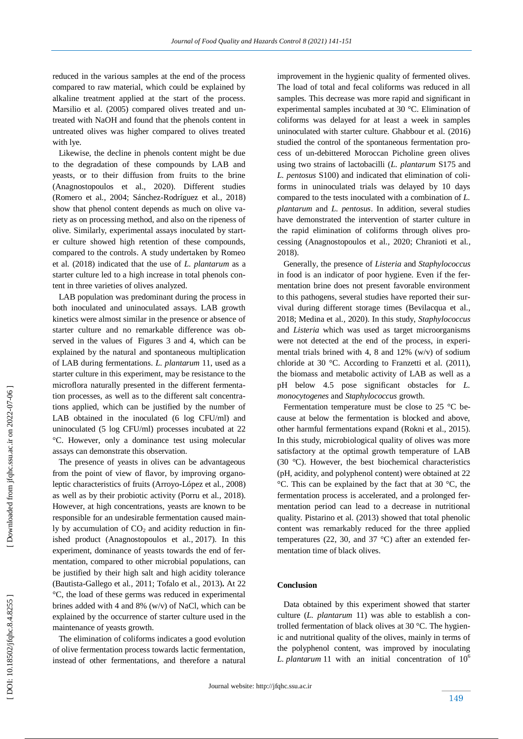reduced in the various samples at the end of the process compared to raw material, which could be explained by alkaline treatment applied at the start of the process. Marsilio et al. (2005) compared olives treated and untreated with NaOH and found that the phenols content in untreated olives was higher compared to olives treated with lye.

Likewise, the decline in phenols content might be due to the degradation of these compounds by LAB and yeasts, or to their diffusion from fruits to the brine (Anagnostopoulos et al., 2020). Different studies (Romero et al., 2004; Sánchez-Rodríguez et al., 2018) show that phenol content depends as much on olive variety as on processing method, and also on the ripeness of olive. Similarly, experimental assays inoculated by starter culture showed high retention of these compounds, compared to the controls. A study undertaken by Romeo et al. (2018) indicated that the use of *L. plantarum* as a starter culture led to a high increase in total phenols content in three varieties of olives analyzed.

LAB population was predominant during the process in both inoculated and uninoculated assays. LAB growth kinetics were almost similar in the presence or absence of starter culture and no remarkable difference was observed in the values of Figures 3 and 4, which can be explained by the natural and spontaneous multiplication of LAB during fermentations. *L. plantarum* 11, used as a starter culture in this experiment, may be resistance to the microflora naturally presented in the different fermentation processes, as well as to the different salt concentrations applied, which can be justified by the number of LAB obtained in the inoculated (6 log CFU/ml) and uninoculated (5 log CFU/ml) processes incubated at 22 °C. However, only a dominance test using molecular assays can demonstrate this observation.

The presence of yeasts in olives can be advantageous from the point of view of flavor, by improving organoleptic characteristics of fruits (Arroyo-López et al., 2008) as well as by their probiotic activity (Porru et al., 2018). However, at high concentrations, yeasts are known to be responsible for an undesirable fermentation caused mainly by accumulation of $CO_2$ and acidity reduction in finished product (Anagnostopoulos et al., 2017). In this experiment, dominance of yeasts towards the end of fermentation, compared to other microbial populations, can be justified by their high salt and high acidity tolerance (Bautista-Gallego et al., 2011; Tofalo et al., 2013)**.** At 22 °C, the load of these germs was reduced in experimental brines added with 4 and 8% (w/v) of NaCl, which can be explained by the occurrence of starter culture used in the maintenance of yeasts growth.

The elimination of coliforms indicates a good evolution of olive fermentation process towards lactic fermentation, instead of other fermentations, and therefore a natural improvement in the hygienic quality of fermented olives. The load of total and fecal coliforms was reduced in all samples. This decrease was more rapid and significant in experimental samples incubated at 30 °C. Elimination of coliforms was delayed for at least a week in samples uninoculated with starter culture. Ghabbour et al. (2016) studied the control of the spontaneous fermentation process of un-debittered Moroccan Picholine green olives using two strains of lactobacilli (*L. plantarum* S175 and *L. pentosus* S100) and indicated that elimination of coliforms in uninoculated trials was delayed by 10 days compared to the tests inoculated with a combination of *L. plantarum* and *L. pentosus*. In addition, several studies have demonstrated the intervention of starter culture in the rapid elimination of coliforms through olives processing (Anagnostopoulos et al., 2020; Chranioti et al., 2018).

Generally, the presence of *Listeria* and *Staphylococcus* in food is an indicator of poor hygiene. Even if the fermentation brine does not present favorable environment to this pathogens, several studies have reported their survival during different storage times (Bevilacqua et al., 2018; Medina et al., 2020). In this study, *Staphylococcus* and *Listeria* which was used as target microorganisms were not detected at the end of the process, in experimental trials brined with 4, 8 and 12% (w/v) of sodium chloride at 30 °C. According to Franzetti et al. (2011), the biomass and metabolic activity of LAB as well as a pH below 4.5 pose significant obstacles for *L. monocytogenes* and *Staphylococcus* growth.

Fermentation temperature must be close to 25 °C because at below the fermentation is blocked and above, other harmful fermentations expand (Rokni et al., 2015). In this study, microbiological quality of olives was more satisfactory at the optimal growth temperature of LAB (30 °C). However, the best biochemical characteristics (pH, acidity, and polyphenol content) were obtained at 22 °C. This can be explained by the fact that at 30 °C, the fermentation process is accelerated, and a prolonged fermentation period can lead to a decrease in nutritional quality. Pistarino et al. (2013) showed that total phenolic content was remarkably reduced for the three applied temperatures (22, 30, and 37 °C) after an extended fermentation time of black olives.

## Conclusion

Data obtained by this experiment showed that starter culture (*L. plantarum* 11) was able to establish a controlled fermentation of black olives at 30 °C. The hygienic and nutritional quality of the olives, mainly in terms of the polyphenol content, was improved by inoculating *L. plantarum* 11 with an initial concentration of $10^6$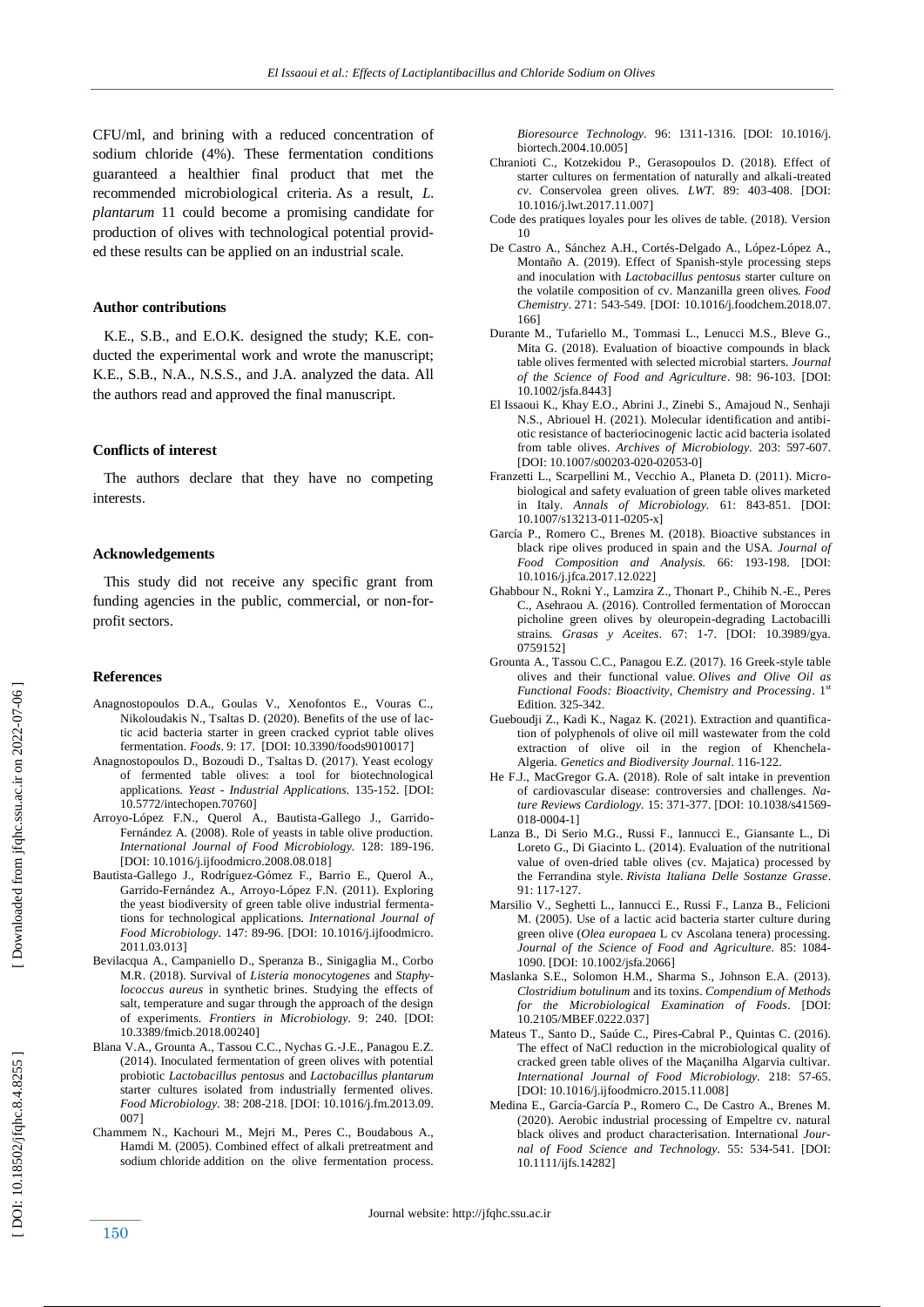CFU/ml, and brining with a reduced concentration of sodium chloride (4%). These fermentation conditions guaranteed a healthier final product that met the recommended microbiological criteria. As a result, *L. plantarum* 11 could become a promising candidate for production of olives with technological potential provided these results can be applied on an industrial scale.

#### Author contributions

K.E., S.B., and E.O.K. designed the study; K.E. conducted the experimental work and wrote the manuscript; K.E., S.B., N.A., N.S.S., and J.A. analyzed the data. All the authors read and approved the final manuscript.

#### Conflicts of interest

The authors declare that they have no competing interests.

#### Acknowledgements

This study did not receive any specific grant from funding agencies in the public, commercial, or non-for-profit sectors.

#### References

- Anagnostopoulos D.A., Goulas V., Xenofontos E., Vouras C., Nikoloudakis N., Tsaltas D. (2020). Benefits of the use of lactic acid bacteria starter in green cracked cypriot table olives fermentation. *Foods*. 9: 17. [DOI: 10.3390/foods9010017]
- Anagnostopoulos D., Bozoudi D., Tsaltas D. (2017). Yeast ecology of fermented table olives: a tool for biotechnological applications. *Yeast - Industrial Applications*. 135-152. [DOI: 10.5772/intechopen.70760]
- Arroyo-López F.N., Querol A., Bautista-Gallego J., Garrido-Fernández A. (2008). Role of yeasts in table olive production. *International Journal of Food Microbiology*. 128: 189-196. [DOI: 10.1016/j.ijfoodmicro.2008.08.018]
- Bautista-Gallego J., Rodríguez-Gómez F., Barrio E., Querol A., Garrido-Fernández A., Arroyo-López F.N. (2011). Exploring the yeast biodiversity of green table olive industrial fermentations for technological applications. *International Journal of Food Microbiology*. 147: 89-96. [DOI: 10.1016/j.ijfoodmicro.2011.03.013]
- Bevilacqua A., Campaniello D., Speranza B., Sinigaglia M., Corbo M.R. (2018). Survival of *Listeria monocytogenes* and *Staphylococcus aureus* in synthetic brines. Studying the effects of salt, temperature and sugar through the approach of the design of experiments. *Frontiers in Microbiology*. 9: 240. [DOI: 10.3389/fmicb.2018.00240]
- Blana V.A., Grounta A., Tassou C.C., Nychas G.-J.E., Panagou E.Z. (2014). Inoculated fermentation of green olives with potential probiotic *Lactobacillus pentosus* and *Lactobacillus plantarum* starter cultures isolated from industrially fermented olives. *Food Microbiology*. 38: 208-218. [DOI: 10.1016/j.fm.2013.09.007]
- Chammem N., Kachouri M., Mejri M., Peres C., Boudabous A., Hamdi M. (2005). Combined effect of alkali pretreatment and sodium chloride addition on the olive fermentation process. *Bioresource Technology*. 96: 1311-1316. [DOI: 10.1016/j.biortech.2004.10.005]
- Chranioti C., Kotzekidou P., Gerasopoulos D. (2018). Effect of starter cultures on fermentation of naturally and alkali-treated *cv*. Conservolea green olives. *LWT*. 89: 403-408. [DOI: 10.1016/j.lwt.2017.11.007]
- Code des pratiques loyales pour les olives de table. (2018). Version 10
- De Castro A., Sánchez A.H., Cortés-Delgado A., López-López A., Montaño A. (2019). Effect of Spanish-style processing steps and inoculation with *Lactobacillus pentosus* starter culture on the volatile composition of cv. Manzanilla green olives. *Food Chemistry*. 271: 543-549. [DOI: 10.1016/j.foodchem.2018.07.166]
- Durante M., Tufariello M., Tommasi L., Lenucci M.S., Bleve G., Mita G. (2018). Evaluation of bioactive compounds in black table olives fermented with selected microbial starters. *Journal of the Science of Food and Agriculture*. 98: 96-103. [DOI: 10.1002/jsfa.8443]
- El Issaoui K., Khay E.O., Abrini J., Zinebi S., Amajoud N., Senhaji N.S., Abriouel H. (2021). Molecular identification and antibiotic resistance of bacteriocinogenic lactic acid bacteria isolated from table olives. *Archives of Microbiology*. 203: 597-607. [DOI: 10.1007/s00203-020-02053-0]
- Franzetti L., Scarpellini M., Vecchio A., Planeta D. (2011). Microbiological and safety evaluation of green table olives marketed in Italy. *Annals of Microbiology*. 61: 843-851. [DOI: 10.1007/s13213-011-0205-x]
- García P., Romero C., Brenes M. (2018). Bioactive substances in black ripe olives produced in spain and the USA. *Journal of Food Composition and Analysis*. 66: 193-198. [DOI: 10.1016/j.jfca.2017.12.022]
- Ghabbour N., Rokni Y., Lamzira Z., Thonart P., Chihib N.-E., Peres C., Asehraou A. (2016). Controlled fermentation of Moroccan picholine green olives by oleuropein-degrading Lactobacilli strains. *Grasas y Aceites*. 67: 1-7. [DOI: 10.3989/gya.0759152]
- Grounta A., Tassou C.C., Panagou E.Z. (2017). 16 Greek-style table olives and their functional value. *Olives and Olive Oil as Functional Foods: Bioactivity, Chemistry and Processing*. 1st Edition. 325-342.
- Gueboudji Z., Kadi K., Nagaz K. (2021). Extraction and quantification of polyphenols of olive oil mill wastewater from the cold extraction of olive oil in the region of Khenchela-Algeria. *Genetics and Biodiversity Journal*. 116-122.
- He F.J., MacGregor G.A. (2018). Role of salt intake in prevention of cardiovascular disease: controversies and challenges. *Nature Reviews Cardiology*. 15: 371-377. [DOI: 10.1038/s41569-018-0004-1]
- Lanza B., Di Serio M.G., Russi F., Iannucci E., Giansante L., Di Loreto G., Di Giacinto L. (2014). Evaluation of the nutritional value of oven-dried table olives (cv. Majatica) processed by the Ferrandina style. *Rivista Italiana Delle Sostanze Grasse*. 91: 117-127.
- Marsilio V., Seghetti L., Iannucci E., Russi F., Lanza B., Felicioni M. (2005). Use of a lactic acid bacteria starter culture during green olive (*Olea europaea* L cv Ascolana tenera) processing. *Journal of the Science of Food and Agriculture*. 85: 1084-1090. [DOI: 10.1002/jsfa.2066]
- Maslanka S.E., Solomon H.M., Sharma S., Johnson E.A. (2013). *Clostridium botulinum* and its toxins. *Compendium of Methods for the Microbiological Examination of Foods*. [DOI: 10.2105/MBEF.0222.037]
- Mateus T., Santo D., Saúde C., Pires-Cabral P., Quintas C. (2016). The effect of NaCl reduction in the microbiological quality of cracked green table olives of the Maçanilha Algarvia cultivar. *International Journal of Food Microbiology*. 218: 57-65. [DOI: 10.1016/j.ijfoodmicro.2015.11.008]
- Medina E., García-García P., Romero C., De Castro A., Brenes M. (2020). Aerobic industrial processing of Empeltre cv. natural black olives and product characterisation. International *Journal of Food Science and Technology*. 55: 534-541. [DOI: 10.1111/ijfs.14282]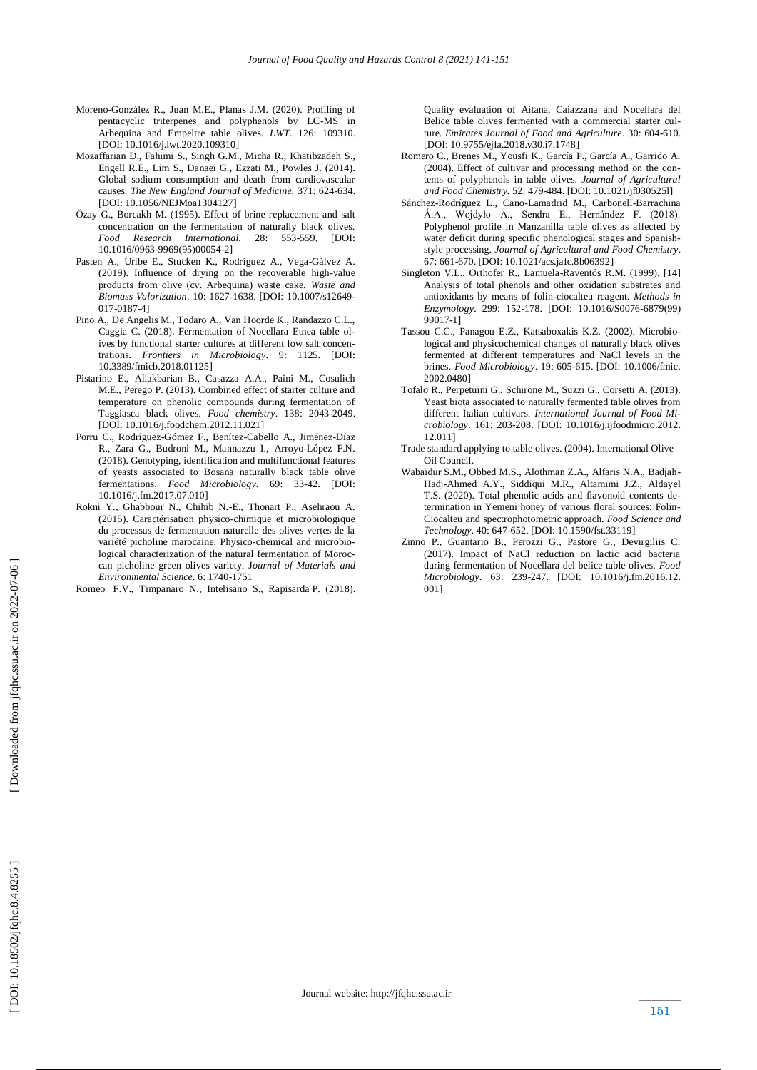Moreno-González R., Juan M.E., Planas J.M. (2020). Profiling of pentacyclic triterpenes and polyphenols by LC-MS in Arbequina and Empeltre table olives. *LWT*. 126: 109310. [DOI: 10.1016/j.lwt.2020.109310]

Mozaffarian D., Fahimi S., Singh G.M., Micha R., Khatibzadeh S., Engell R.E., Lim S., Danaei G., Ezzati M., Powles J. (2014). Global sodium consumption and death from cardiovascular causes. *The New England Journal of Medicine.* 371: 624-634. [DOI: 10.1056/NEJMoa1304127]

Özay G., Borcakh M. (1995). Effect of brine replacement and salt concentration on the fermentation of naturally black olives. *Food Research International.* 28: 553-559. [DOI: 10.1016/0963-9969(95)00054-2]

Pasten A., Uribe E., Stucken K., Rodríguez A., Vega-Gálvez A. (2019). Influence of drying on the recoverable high-value products from olive (cv. Arbequina) waste cake. *Waste and Biomass Valorization*. 10: 1627-1638. [DOI: 10.1007/s12649-017-0187-4]

Pino A., De Angelis M., Todaro A., Van Hoorde K., Randazzo C.L., Caggia C. (2018). Fermentation of Nocellara Etnea table olives by functional starter cultures at different low salt concentrations. *Frontiers in Microbiology*. 9: 1125. [DOI: 10.3389/fmicb.2018.01125]

Pistarino E., Aliakbarian B., Casazza A.A., Paini M., Cosulich M.E., Perego P. (2013). Combined effect of starter culture and temperature on phenolic compounds during fermentation of Taggiasca black olives. *Food chemistry*. 138: 2043-2049. [DOI: 10.1016/j.foodchem.2012.11.021]

Porru C., Rodríguez-Gómez F., Benítez-Cabello A., Jiménez-Díaz R., Zara G., Budroni M., Mannazzu I., Arroyo-López F.N. (2018). Genotyping, identification and multifunctional features of yeasts associated to Bosana naturally black table olive fermentations. *Food Microbiology*. 69: 33-42. [DOI: 10.1016/j.fm.2017.07.010]

Rokni Y., Ghabbour N., Chihib N.-E., Thonart P., Asehraou A. (2015). Caractérisation physico-chimique et microbiologique du processus de fermentation naturelle des olives vertes de la variété picholine marocaine. Physico-chemical and microbiological characterization of the natural fermentation of Moroccan picholine green olives variety. *Journal of Materials and Environmental Science*. 6: 1740-1751

Romeo F.V., Timpanaro N., Intelisano S., Rapisarda P. (2018). Quality evaluation of Aitana, Caiazzana and Nocellara del Belice table olives fermented with a commercial starter culture. *Emirates Journal of Food and Agriculture*. 30: 604-610. [DOI: 10.9755/ejfa.2018.v30.i7.1748]

Romero C., Brenes M., Yousfi K., García P., García A., Garrido A. (2004). Effect of cultivar and processing method on the contents of polyphenols in table olives. *Journal of Agricultural and Food Chemistry.* 52: 479-484. [DOI: 10.1021/jf030525l]

Sánchez-Rodríguez L., Cano-Lamadrid M., Carbonell-Barrachina Á.A., Wojdyło A., Sendra E., Hernández F. (2018). Polyphenol profile in Manzanilla table olives as affected by water deficit during specific phenological stages and Spanish-style processing. *Journal of Agricultural and Food Chemistry*. 67: 661-670. [DOI: 10.1021/acs.jafc.8b06392]

Singleton V.L., Orthofer R., Lamuela-Raventós R.M. (1999). [14] Analysis of total phenols and other oxidation substrates and antioxidants by means of folin-ciocalteu reagent. *Methods in Enzymology*. 299: 152-178. [DOI: 10.1016/S0076-6879(99)99017-1]

Tassou C.C., Panagou E.Z., Katsaboxakis K.Z. (2002). Microbiological and physicochemical changes of naturally black olives fermented at different temperatures and NaCl levels in the brines. *Food Microbiology*. 19: 605-615. [DOI: 10.1006/fmic.2002.0480]

Tofalo R., Perpetuini G., Schirone M., Suzzi G., Corsetti A. (2013). Yeast biota associated to naturally fermented table olives from different Italian cultivars. *International Journal of Food Microbiology*. 161: 203-208. [DOI: 10.1016/j.ijfoodmicro.2012.12.011]

Trade standard applying to table olives. (2004). International Olive Oil Council.

Wabaidur S.M., Obbed M.S., Alothman Z.A., Alfaris N.A., Badjah-Hadj-Ahmed A.Y., Siddiqui M.R., Altamimi J.Z., Aldayel T.S. (2020). Total phenolic acids and flavonoid contents determination in Yemeni honey of various floral sources: Folin-Ciocalteu and spectrophotometric approach. *Food Science and Technology*. 40: 647-652. [DOI: 10.1590/fst.33119]

Zinno P., Guantario B., Perozzi G., Pastore G., Devirgiliis C. (2017). Impact of NaCl reduction on lactic acid bacteria during fermentation of Nocellara del belice table olives. *Food Microbiology*. 63: 239-247. [DOI: 10.1016/j.fm.2016.12.001]